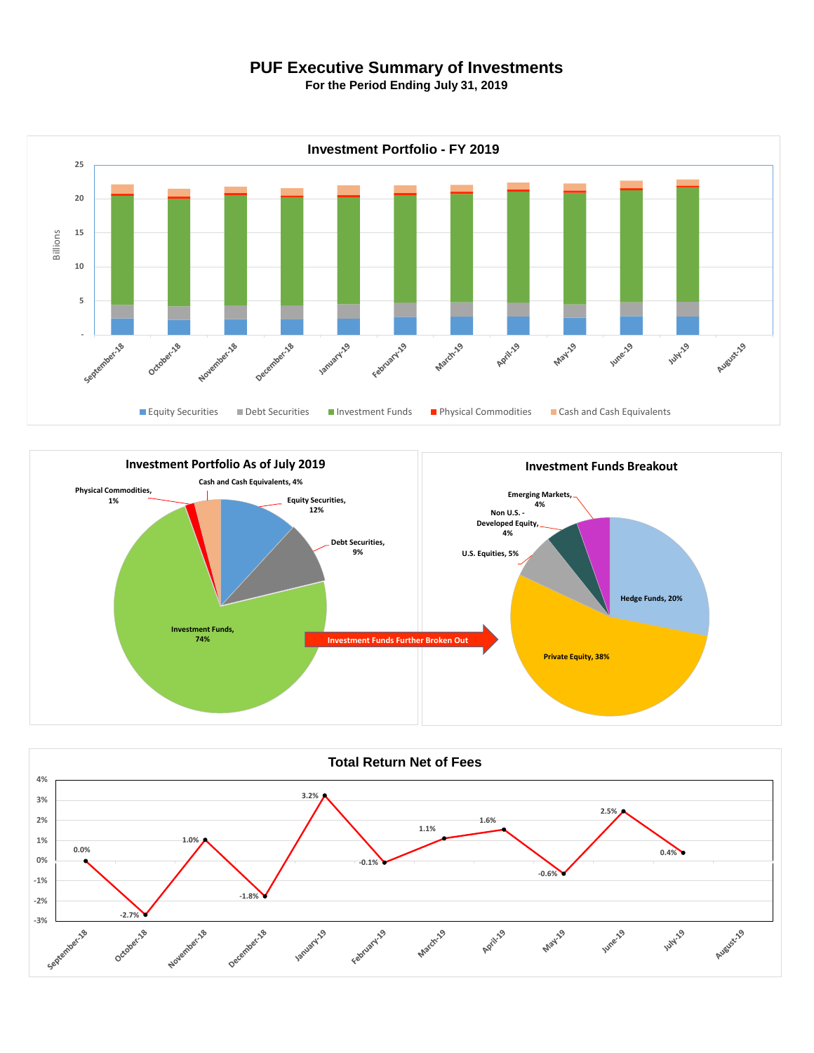# PUF Executive Summary of Investments

**For the Period Ending July 31, 2019**

## Investment Portfolio - FY 2019

Billions

25
20
15
10
5
-

September-18, October-18, November-18, December-18, January-19, February-19, March-19, April-19, May-19, June-19, July-19, August-19

Equity Securities | Debt Securities | Investment Funds | Physical Commodities | Cash and Cash Equivalents

## Investment Portfolio As of July 2019

- Cash and Cash Equivalents, 4%
- Physical Commodities, 1%
- Equity Securities, 12%
- Debt Securities, 9%
- Investment Funds, 74%

Investment Funds Further Broken Out

## Investment Funds Breakout

- Emerging Markets, 4%
- Non U.S. - Developed Equity, 4%
- U.S. Equities, 5%
- Hedge Funds, 20%
- Private Equity, 38%

## Total Return Net of Fees

| Month | Return |
| --- | --- |
| September-18 | 0.0% |
| October-18 | -2.7% |
| November-18 | 1.0% |
| December-18 | -1.8% |
| January-19 | 3.2% |
| February-19 | -0.1% |
| March-19 | 1.1% |
| April-19 | 1.6% |
| May-19 | -0.6% |
| June-19 | 2.5% |
| July-19 | 0.4% |
| August-19 | |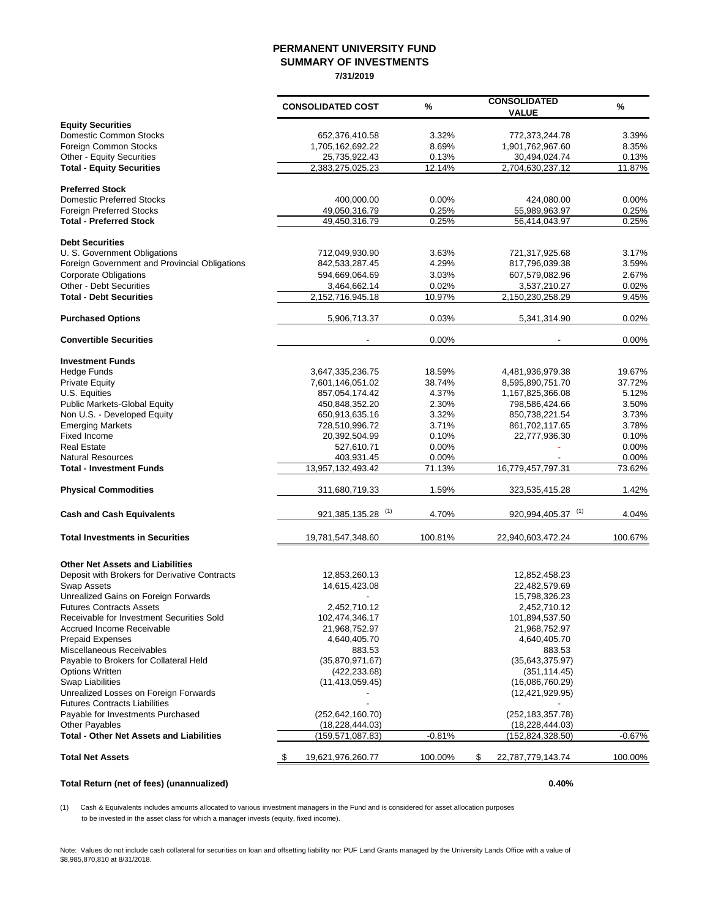# PERMANENT UNIVERSITY FUND
## SUMMARY OF INVESTMENTS
**7/31/2019**

| | CONSOLIDATED COST | % | CONSOLIDATED VALUE | % |
|---|---|---|---|---|
| **Equity Securities** | | | | |
| Domestic Common Stocks | 652,376,410.58 | 3.32% | 772,373,244.78 | 3.39% |
| Foreign Common Stocks | 1,705,162,692.22 | 8.69% | 1,901,762,967.60 | 8.35% |
| Other - Equity Securities | 25,735,922.43 | 0.13% | 30,494,024.74 | 0.13% |
| **Total - Equity Securities** | 2,383,275,025.23 | 12.14% | 2,704,630,237.12 | 11.87% |
| **Preferred Stock** | | | | |
| Domestic Preferred Stocks | 400,000.00 | 0.00% | 424,080.00 | 0.00% |
| Foreign Preferred Stocks | 49,050,316.79 | 0.25% | 55,989,963.97 | 0.25% |
| **Total - Preferred Stock** | 49,450,316.79 | 0.25% | 56,414,043.97 | 0.25% |
| **Debt Securities** | | | | |
| U. S. Government Obligations | 712,049,930.90 | 3.63% | 721,317,925.68 | 3.17% |
| Foreign Government and Provincial Obligations | 842,533,287.45 | 4.29% | 817,796,039.38 | 3.59% |
| Corporate Obligations | 594,669,064.69 | 3.03% | 607,579,082.96 | 2.67% |
| Other - Debt Securities | 3,464,662.14 | 0.02% | 3,537,210.27 | 0.02% |
| **Total - Debt Securities** | 2,152,716,945.18 | 10.97% | 2,150,230,258.29 | 9.45% |
| **Purchased Options** | 5,906,713.37 | 0.03% | 5,341,314.90 | 0.02% |
| **Convertible Securities** | - | 0.00% | - | 0.00% |
| **Investment Funds** | | | | |
| Hedge Funds | 3,647,335,236.75 | 18.59% | 4,481,936,979.38 | 19.67% |
| Private Equity | 7,601,146,051.02 | 38.74% | 8,595,890,751.70 | 37.72% |
| U.S. Equities | 857,054,174.42 | 4.37% | 1,167,825,366.08 | 5.12% |
| Public Markets-Global Equity | 450,848,352.20 | 2.30% | 798,586,424.66 | 3.50% |
| Non U.S. - Developed Equity | 650,913,635.16 | 3.32% | 850,738,221.54 | 3.73% |
| Emerging Markets | 728,510,996.72 | 3.71% | 861,702,117.65 | 3.78% |
| Fixed Income | 20,392,504.99 | 0.10% | 22,777,936.30 | 0.10% |
| Real Estate | 527,610.71 | 0.00% | - | 0.00% |
| Natural Resources | 403,931.45 | 0.00% | - | 0.00% |
| **Total - Investment Funds** | 13,957,132,493.42 | 71.13% | 16,779,457,797.31 | 73.62% |
| **Physical Commodities** | 311,680,719.33 | 1.59% | 323,535,415.28 | 1.42% |
| **Cash and Cash Equivalents** | 921,385,135.28 (1) | 4.70% | 920,994,405.37 (1) | 4.04% |
| **Total Investments in Securities** | 19,781,547,348.60 | 100.81% | 22,940,603,472.24 | 100.67% |
| **Other Net Assets and Liabilities** | | | | |
| Deposit with Brokers for Derivative Contracts | 12,853,260.13 | | 12,852,458.23 | |
| Swap Assets | 14,615,423.08 | | 22,482,579.69 | |
| Unrealized Gains on Foreign Forwards | - | | 15,798,326.23 | |
| Futures Contracts Assets | 2,452,710.12 | | 2,452,710.12 | |
| Receivable for Investment Securities Sold | 102,474,346.17 | | 101,894,537.50 | |
| Accrued Income Receivable | 21,968,752.97 | | 21,968,752.97 | |
| Prepaid Expenses | 4,640,405.70 | | 4,640,405.70 | |
| Miscellaneous Receivables | 883.53 | | 883.53 | |
| Payable to Brokers for Collateral Held | (35,870,971.67) | | (35,643,375.97) | |
| Options Written | (422,233.68) | | (351,114.45) | |
| Swap Liabilities | (11,413,059.45) | | (16,086,760.29) | |
| Unrealized Losses on Foreign Forwards | - | | (12,421,929.95) | |
| Futures Contracts Liabilities | - | | - | |
| Payable for Investments Purchased | (252,642,160.70) | | (252,183,357.78) | |
| Other Payables | (18,228,444.03) | | (18,228,444.03) | |
| **Total - Other Net Assets and Liabilities** | (159,571,087.83) | -0.81% | (152,824,328.50) | -0.67% |
| **Total Net Assets** | $ 19,621,976,260.77 | 100.00% | $ 22,787,779,143.74 | 100.00% |

**Total Return (net of fees) (unannualized)** **0.40%**

(1) Cash & Equivalents includes amounts allocated to various investment managers in the Fund and is considered for asset allocation purposes to be invested in the asset class for which a manager invests (equity, fixed income).

Note: Values do not include cash collateral for securities on loan and offsetting liability nor PUF Land Grants managed by the University Lands Office with a value of $8,985,870,810 at 8/31/2018.